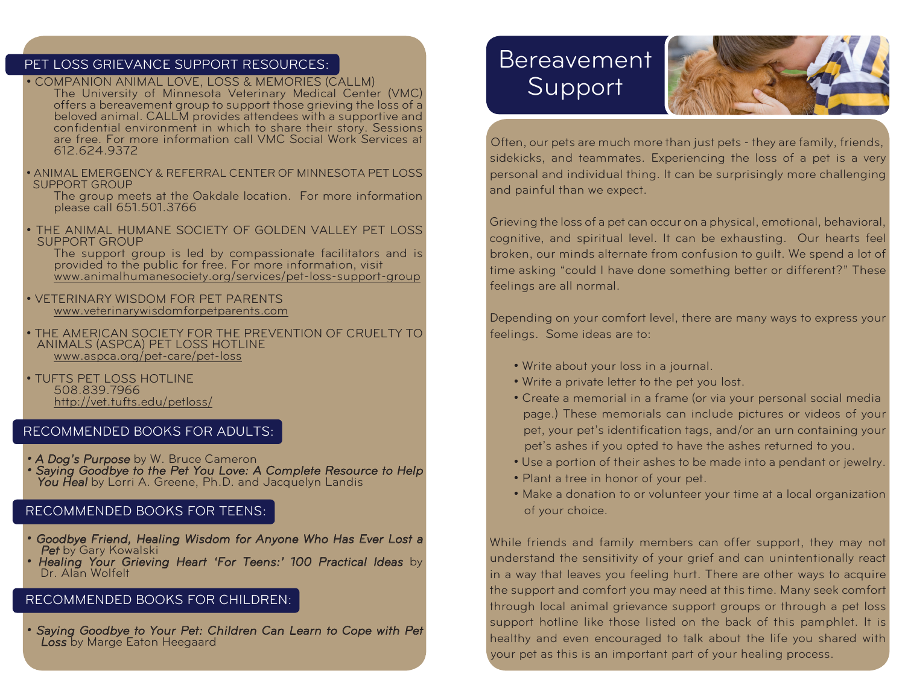## PET LOSS GRIEVANCE SUPPORT RESOURCES:

- COMPANION ANIMAL LOVE, LOSS & MEMORIES (CALLM)
  The University of Minnesota Veterinary Medical Center (VMC) offers a bereavement group to support those grieving the loss of a beloved animal. CALLM provides attendees with a supportive and confidential environment in which to share their story. Sessions are free. For more information call VMC Social Work Services at 612.624.9372

- ANIMAL EMERGENCY & REFERRAL CENTER OF MINNESOTA PET LOSS SUPPORT GROUP
  The group meets at the Oakdale location. For more information please call 651.501.3766

- THE ANIMAL HUMANE SOCIETY OF GOLDEN VALLEY PET LOSS SUPPORT GROUP
  The support group is led by compassionate facilitators and is provided to the public for free. For more information, visit www.animalhumanesociety.org/services/pet-loss-support-group

- VETERINARY WISDOM FOR PET PARENTS
  www.veterinarywisdomforpetparents.com

- THE AMERICAN SOCIETY FOR THE PREVENTION OF CRUELTY TO ANIMALS (ASPCA) PET LOSS HOTLINE
  www.aspca.org/pet-care/pet-loss

- TUFTS PET LOSS HOTLINE
  508.839.7966
  http://vet.tufts.edu/petloss/

## RECOMMENDED BOOKS FOR ADULTS:

- ***A Dog's Purpose*** by W. Bruce Cameron
- ***Saying Goodbye to the Pet You Love: A Complete Resource to Help You Heal*** by Lorri A. Greene, Ph.D. and Jacquelyn Landis

## RECOMMENDED BOOKS FOR TEENS:

- ***Goodbye Friend, Healing Wisdom for Anyone Who Has Ever Lost a Pet*** by Gary Kowalski
- ***Healing Your Grieving Heart 'For Teens:' 100 Practical Ideas*** by Dr. Alan Wolfelt

## RECOMMENDED BOOKS FOR CHILDREN:

- ***Saying Goodbye to Your Pet: Children Can Learn to Cope with Pet Loss*** by Marge Eaton Heegaard

# Bereavement Support

Often, our pets are much more than just pets - they are family, friends, sidekicks, and teammates. Experiencing the loss of a pet is a very personal and individual thing. It can be surprisingly more challenging and painful than we expect.

Grieving the loss of a pet can occur on a physical, emotional, behavioral, cognitive, and spiritual level. It can be exhausting. Our hearts feel broken, our minds alternate from confusion to guilt. We spend a lot of time asking "could I have done something better or different?" These feelings are all normal.

Depending on your comfort level, there are many ways to express your feelings. Some ideas are to:

- Write about your loss in a journal.
- Write a private letter to the pet you lost.
- Create a memorial in a frame (or via your personal social media page.) These memorials can include pictures or videos of your pet, your pet's identification tags, and/or an urn containing your pet's ashes if you opted to have the ashes returned to you.
- Use a portion of their ashes to be made into a pendant or jewelry.
- Plant a tree in honor of your pet.
- Make a donation to or volunteer your time at a local organization of your choice.

While friends and family members can offer support, they may not understand the sensitivity of your grief and can unintentionally react in a way that leaves you feeling hurt. There are other ways to acquire the support and comfort you may need at this time. Many seek comfort through local animal grievance support groups or through a pet loss support hotline like those listed on the back of this pamphlet. It is healthy and even encouraged to talk about the life you shared with your pet as this is an important part of your healing process.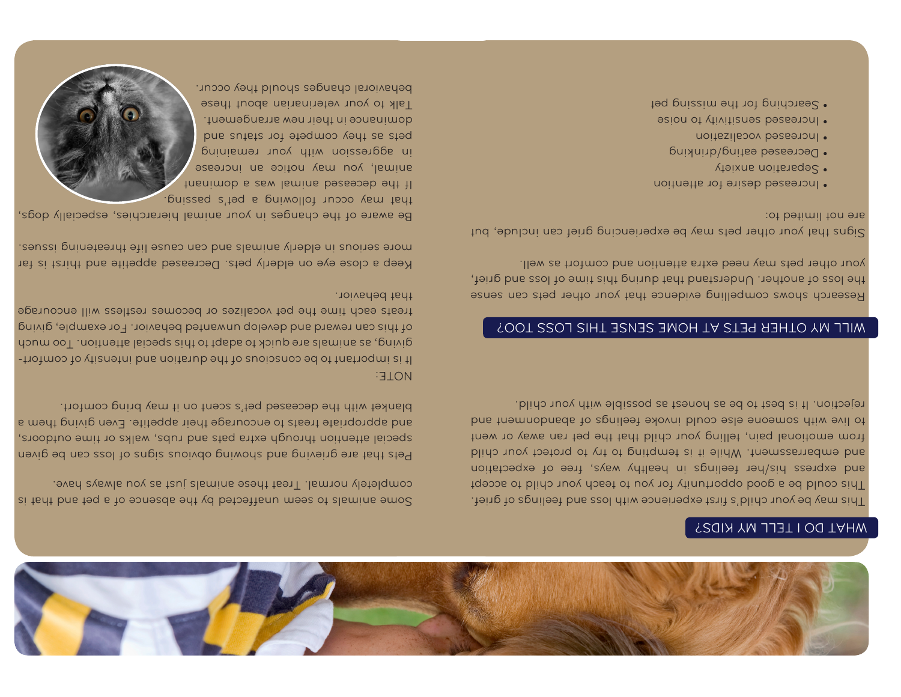## WHAT DO I TELL MY KIDS?

This may be your child's first experience with loss and feelings of grief. This could be a good opportunity for you to teach your child to accept and express his/her feelings in healthy ways, free of expectation and embarrassment. While it is tempting to try to protect your child from emotional pain, telling your child that the pet ran away or went to live with someone else could invoke feelings of abandonment and rejection. It is best to be as honest as possible with your child.

## WILL MY OTHER PETS AT HOME SENSE THIS LOSS TOO?

Research shows compelling evidence that your other pets can sense the loss of another. Understand that during this time of loss and grief, your other pets may need extra attention and comfort as well.

Signs that your other pets may be experiencing grief can include, but are not limited to:

- Increased desire for attention
- Separation anxiety
- Decreased eating/drinking
- Increased vocalization
- Increased sensitivity to noise
- Searching for the missing pet

Some animals to seem unaffected by the absence of a pet and that is completely normal. Treat these animals just as you always have.

Pets that are grieving and showing obvious signs of loss can be given special attention through extra pats and rubs, walks or time outdoors, and appropriate treats to encourage their appetite. Even giving them a blanket with the deceased pet's scent on it may bring comfort.

NOTE:

It is important to be conscious of the duration and intensity of comfort-giving, as animals are quick to adapt to this special attention. Too much of this can reward and develop unwanted behavior. For example, giving treats each time the pet vocalizes or becomes restless will encourage that behavior.

Keep a close eye on elderly pets. Decreased appetite and thirst is far more serious in elderly animals and can cause life threatening issues.

Be aware of the changes in your animal hierarchies, especially dogs, that may occur following a pet's passing. If the deceased animal was a dominant animal, you may notice an increase in aggression with your remaining pets as they compete for status and dominance in their new arrangement. Talk to your veterinarian about these behavioral changes should they occur.